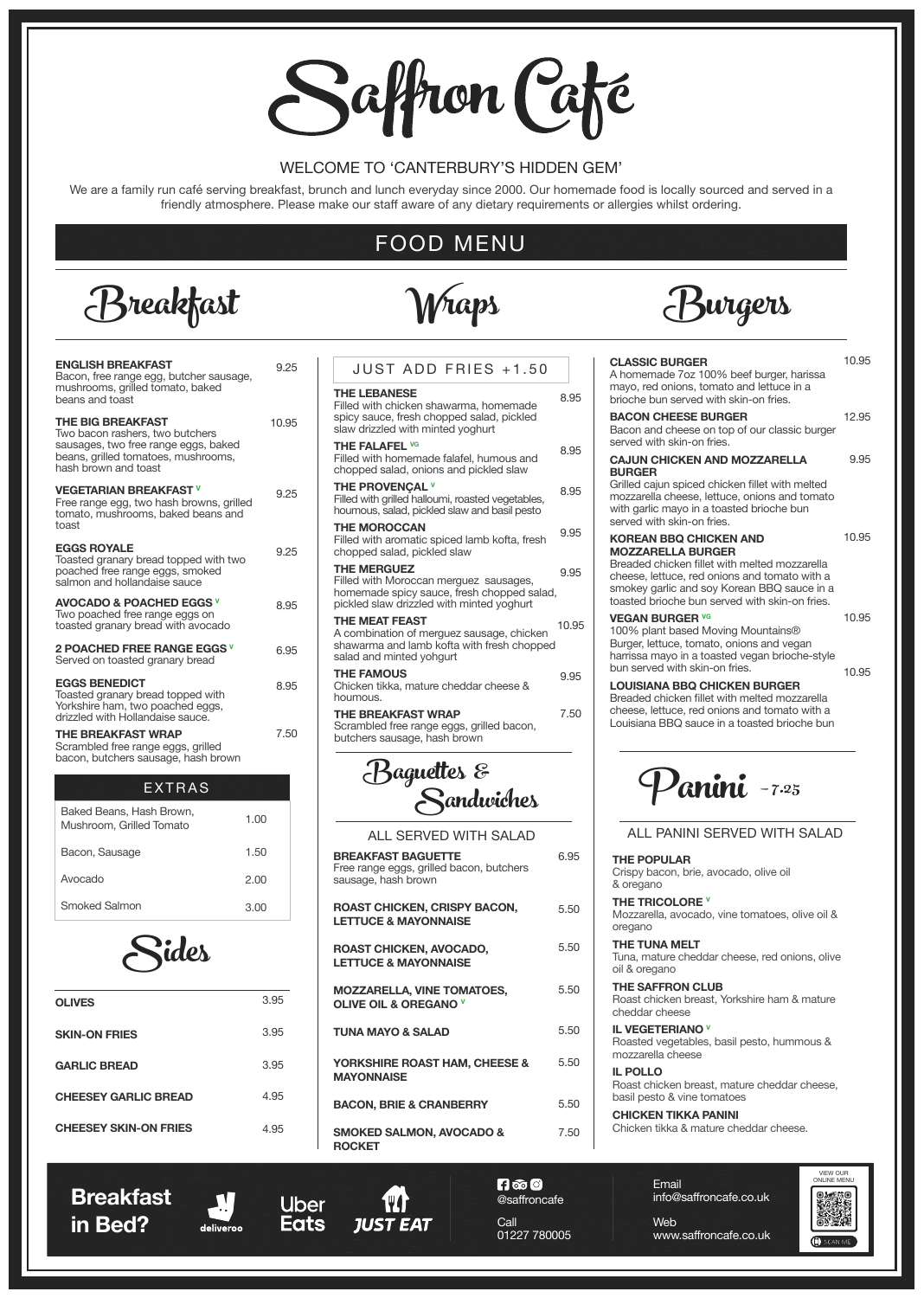# Saffron Café

WELCOME TO 'CANTERBURY'S HIDDEN GEM'

We are a family run café serving breakfast, brunch and lunch everyday since 2000. Our homemade food is locally sourced and served in a friendly atmosphere. Please make our staff aware of any dietary requirements or allergies whilst ordering.

## FOOD MENU

## Breakfast

**ENGLISH BREAKFAST** 9.25
Bacon, free range egg, butcher sausage, mushrooms, grilled tomato, baked beans and toast

**THE BIG BREAKFAST** 10.95
Two bacon rashers, two butchers sausages, two free range eggs, baked beans, grilled tomatoes, mushrooms, hash brown and toast

**VEGETARIAN BREAKFAST** V 9.25
Free range egg, two hash browns, grilled tomato, mushrooms, baked beans and toast

**EGGS ROYALE** 9.25
Toasted granary bread topped with two poached free range eggs, smoked salmon and hollandaise sauce

**AVOCADO & POACHED EGGS** V 8.95
Two poached free range eggs on toasted granary bread with avocado

**2 POACHED FREE RANGE EGGS** V 6.95
Served on toasted granary bread

**EGGS BENEDICT** 8.95
Toasted granary bread topped with Yorkshire ham, two poached eggs, drizzled with Hollandaise sauce.

**THE BREAKFAST WRAP** 7.50
Scrambled free range eggs, grilled bacon, butchers sausage, hash brown

### EXTRAS

| Item | Price |
|---|---|
| Baked Beans, Hash Brown, Mushroom, Grilled Tomato | 1.00 |
| Bacon, Sausage | 1.50 |
| Avocado | 2.00 |
| Smoked Salmon | 3.00 |

## Sides

| Item | Price |
|---|---|
| **OLIVES** | 3.95 |
| **SKIN-ON FRIES** | 3.95 |
| **GARLIC BREAD** | 3.95 |
| **CHEESEY GARLIC BREAD** | 4.95 |
| **CHEESEY SKIN-ON FRIES** | 4.95 |

## Wraps

JUST ADD FRIES +1.50

**THE LEBANESE** 8.95
Filled with chicken shawarma, homemade spicy sauce, fresh chopped salad, pickled slaw drizzled with minted yoghurt

**THE FALAFEL** VG 8.95
Filled with homemade falafel, humous and chopped salad, onions and pickled slaw

**THE PROVENÇAL** V 8.95
Filled with grilled halloumi, roasted vegetables, houmous, salad, pickled slaw and basil pesto

**THE MOROCCAN** 9.95
Filled with aromatic spiced lamb kofta, fresh chopped salad, pickled slaw

**THE MERGUEZ** 9.95
Filled with Moroccan merguez sausages, homemade spicy sauce, fresh chopped salad, pickled slaw drizzled with minted yoghurt

**THE MEAT FEAST** 10.95
A combination of merguez sausage, chicken shawarma and lamb kofta with fresh chopped salad and minted yohgurt

**THE FAMOUS** 9.95
Chicken tikka, mature cheddar cheese & houmous.

**THE BREAKFAST WRAP** 7.50
Scrambled free range eggs, grilled bacon, butchers sausage, hash brown

## Baguettes & Sandwiches

ALL SERVED WITH SALAD

**BREAKFAST BAGUETTE** 6.95
Free range eggs, grilled bacon, butchers sausage, hash brown

**ROAST CHICKEN, CRISPY BACON, LETTUCE & MAYONNAISE** 5.50

**ROAST CHICKEN, AVOCADO, LETTUCE & MAYONNAISE** 5.50

**MOZZARELLA, VINE TOMATOES, OLIVE OIL & OREGANO** V 5.50

**TUNA MAYO & SALAD** 5.50

**YORKSHIRE ROAST HAM, CHEESE & MAYONNAISE** 5.50

**BACON, BRIE & CRANBERRY** 5.50

**SMOKED SALMON, AVOCADO & ROCKET** 7.50

## Burgers

**CLASSIC BURGER** 10.95
A homemade 7oz 100% beef burger, harissa mayo, red onions, tomato and lettuce in a brioche bun served with skin-on fries.

**BACON CHEESE BURGER** 12.95
Bacon and cheese on top of our classic burger served with skin-on fries.

**CAJUN CHICKEN AND MOZZARELLA BURGER** 9.95
Grilled cajun spiced chicken fillet with melted mozzarella cheese, lettuce, onions and tomato with garlic mayo in a toasted brioche bun served with skin-on fries.

**KOREAN BBQ CHICKEN AND MOZZARELLA BURGER** 10.95
Breaded chicken fillet with melted mozzarella cheese, lettuce, red onions and tomato with a smokey garlic and soy Korean BBQ sauce in a toasted brioche bun served with skin-on fries.

**VEGAN BURGER** VG 10.95
100% plant based Moving Mountains® Burger, lettuce, tomato, onions and vegan harrissa mayo in a toasted vegan brioche-style bun served with skin-on fries.

**LOUISIANA BBQ CHICKEN BURGER** 10.95
Breaded chicken fillet with melted mozzarella cheese, lettuce, red onions and tomato with a Louisiana BBQ sauce in a toasted brioche bun

## Panini - 7.25

ALL PANINI SERVED WITH SALAD

**THE POPULAR**
Crispy bacon, brie, avocado, olive oil & oregano

**THE TRICOLORE** V
Mozzarella, avocado, vine tomatoes, olive oil & oregano

**THE TUNA MELT**
Tuna, mature cheddar cheese, red onions, olive oil & oregano

**THE SAFFRON CLUB**
Roast chicken breast, Yorkshire ham & mature cheddar cheese

**IL VEGETERIANO** V
Roasted vegetables, basil pesto, hummous & mozzarella cheese

**IL POLLO**
Roast chicken breast, mature cheddar cheese, basil pesto & vine tomatoes

**CHICKEN TIKKA PANINI**
Chicken tikka & mature cheddar cheese.

---

**Breakfast in Bed?** deliveroo | Uber Eats | JUST EAT

@saffroncafe

Call 01227 780005

Email info@saffroncafe.co.uk

Web www.saffroncafe.co.uk

VIEW OUR ONLINE MENU — SCAN ME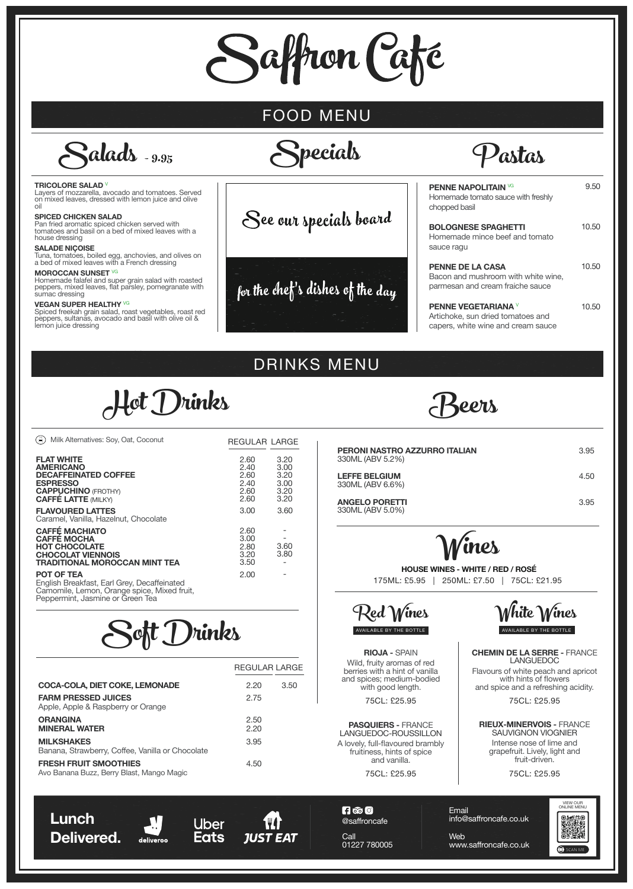# Saffron Café

## FOOD MENU

### Salads - 9.95

**TRICOLORE SALAD** V
Layers of mozzarella, avocado and tomatoes. Served on mixed leaves, dressed with lemon juice and olive oil

**SPICED CHICKEN SALAD**
Pan fried aromatic spiced chicken served with tomatoes and basil on a bed of mixed leaves with a house dressing

**SALADE NIÇOISE**
Tuna, tomatoes, boiled egg, anchovies, and olives on a bed of mixed leaves with a French dressing

**MOROCCAN SUNSET** VG
Homemade falafel and super grain salad with roasted peppers, mixed leaves, flat parsley, pomegranate with sumac dressing

**VEGAN SUPER HEALTHY** VG
Spiced freekah grain salad, roast vegetables, roast red peppers, sultanas, avocado and basil with olive oil & lemon juice dressing

### Specials

See our specials board

for the chef's dishes of the day

### Pastas

| | |
|---|---|
| **PENNE NAPOLITAIN** VG<br>Homemade tomato sauce with freshly chopped basil | 9.50 |
| **BOLOGNESE SPAGHETTI**<br>Homemade mince beef and tomato sauce ragu | 10.50 |
| **PENNE DE LA CASA**<br>Bacon and mushroom with white wine, parmesan and cream fraiche sauce | 10.50 |
| **PENNE VEGETARIANA** V<br>Artichoke, sun dried tomatoes and capers, white wine and cream sauce | 10.50 |

## DRINKS MENU

### Hot Drinks

| Milk Alternatives: Soy, Oat, Coconut | REGULAR | LARGE |
|---|---|---|
| **FLAT WHITE** | 2.60 | 3.20 |
| **AMERICANO** | 2.40 | 3.00 |
| **DECAFFEINATED COFFEE** | 2.60 | 3.20 |
| **ESPRESSO** | 2.40 | 3.00 |
| **CAPPUCHINO** (FROTHY) | 2.60 | 3.20 |
| **CAFFÉ LATTE** (MILKY) | 2.60 | 3.20 |
| **FLAVOURED LATTES**<br>Caramel, Vanilla, Hazelnut, Chocolate | 3.00 | 3.60 |
| **CAFFÉ MACHIATO** | 2.60 | - |
| **CAFFÉ MOCHA** | 3.00 | - |
| **HOT CHOCOLATE** | 2.80 | 3.60 |
| **CHOCOLAT VIENNOIS** | 3.20 | 3.80 |
| **TRADITIONAL MOROCCAN MINT TEA** | 3.50 | - |
| **POT OF TEA**<br>English Breakfast, Earl Grey, Decaffeinated Camomile, Lemon, Orange spice, Mixed fruit, Peppermint, Jasmine or Green Tea | 2.00 | - |

### Soft Drinks

| | REGULAR | LARGE |
|---|---|---|
| **COCA-COLA, DIET COKE, LEMONADE** | 2.20 | 3.50 |
| **FARM PRESSED JUICES**<br>Apple, Apple & Raspberry or Orange | 2.75 | |
| **ORANGINA** | 2.50 | |
| **MINERAL WATER** | 2.20 | |
| **MILKSHAKES**<br>Banana, Strawberry, Coffee, Vanilla or Chocolate | 3.95 | |
| **FRESH FRUIT SMOOTHIES**<br>Avo Banana Buzz, Berry Blast, Mango Magic | 4.50 | |

### Beers

| | |
|---|---|
| **PERONI NASTRO AZZURRO ITALIAN**<br>330ML (ABV 5.2%) | 3.95 |
| **LEFFE BELGIUM**<br>330ML (ABV 6.6%) | 4.50 |
| **ANGELO PORETTI**<br>330ML (ABV 5.0%) | 3.95 |

### Wines

**HOUSE WINES - WHITE / RED / ROSÉ**

175ML: £5.95 | 250ML: £7.50 | 75CL: £21.95

#### Red Wines

AVAILABLE BY THE BOTTLE

**RIOJA -** SPAIN
Wild, fruity aromas of red berries with a hint of vanilla and spices; medium-bodied with good length.
75CL: £25.95

**PASQUIERS -** FRANCE
LANGUEDOC-ROUSSILLON
A lovely, full-flavoured brambly fruitiness, hints of spice and vanilla.
75CL: £25.95

#### White Wines

AVAILABLE BY THE BOTTLE

**CHEMIN DE LA SERRE -** FRANCE
LANGUEDOC
Flavours of white peach and apricot with hints of flowers and spice and a refreshing acidity.
75CL: £25.95

**RIEUX-MINERVOIS -** FRANCE
SAUVIGNON VIOGNIER
Intense nose of lime and grapefruit. Lively, light and fruit-driven.
75CL: £25.95

**Lunch Delivered.** deliveroo | Uber Eats | JUST EAT

@saffroncafe

Call
01227 780005

Email
info@saffroncafe.co.uk

Web
www.saffroncafe.co.uk

VIEW OUR ONLINE MENU
SCAN ME